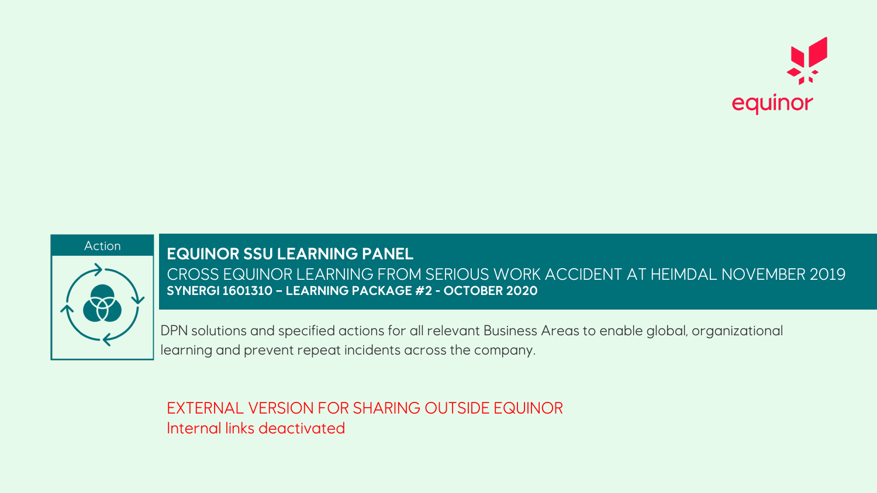Action

# EQUINOR SSU LEARNING PANEL

## CROSS EQUINOR LEARNING FROM SERIOUS WORK ACCIDENT AT HEIMDAL NOVEMBER 2019

**SYNERGI 1601310 – LEARNING PACKAGE #2 - OCTOBER 2020**

DPN solutions and specified actions for all relevant Business Areas to enable global, organizational learning and prevent repeat incidents across the company.

EXTERNAL VERSION FOR SHARING OUTSIDE EQUINOR
Internal links deactivated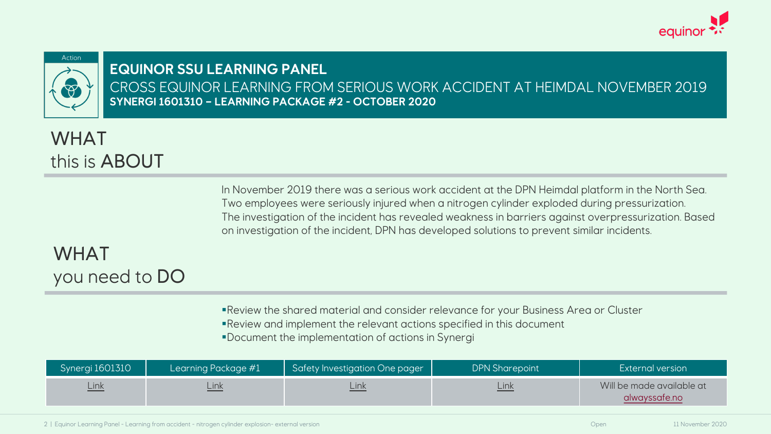Action

# EQUINOR SSU LEARNING PANEL

## CROSS EQUINOR LEARNING FROM SERIOUS WORK ACCIDENT AT HEIMDAL NOVEMBER 2019

**SYNERGI 1601310 – LEARNING PACKAGE #2 - OCTOBER 2020**

## WHAT this is ABOUT

In November 2019 there was a serious work accident at the DPN Heimdal platform in the North Sea. Two employees were seriously injured when a nitrogen cylinder exploded during pressurization. The investigation of the incident has revealed weakness in barriers against overpressurization. Based on investigation of the incident, DPN has developed solutions to prevent similar incidents.

## WHAT you need to DO

- Review the shared material and consider relevance for your Business Area or Cluster
- Review and implement the relevant actions specified in this document
- Document the implementation of actions in Synergi

| Synergi 1601310 | Learning Package #1 | Safety Investigation One pager | DPN Sharepoint | External version |
| --- | --- | --- | --- | --- |
| Link | Link | Link | Link | Will be made available at alwayssafe.no |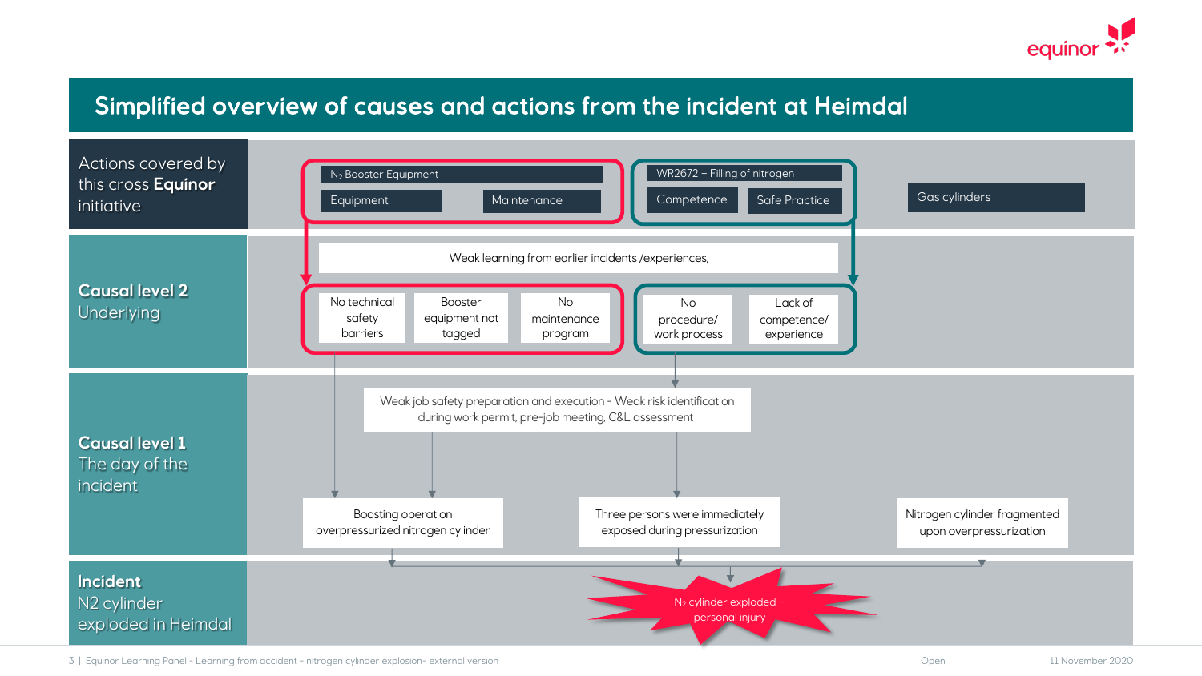# Simplified overview of causes and actions from the incident at Heimdal

## Actions covered by this cross **Equinor** initiative

- $N_2$ Booster Equipment
  - Equipment
  - Maintenance
- WR2672 – Filling of nitrogen
  - Competence
  - Safe Practice
- Gas cylinders

## **Causal level 2** Underlying

Weak learning from earlier incidents /experiences,

- No technical safety barriers
- Booster equipment not tagged
- No maintenance program
- No procedure/ work process
- Lack of competence/ experience

## **Causal level 1** The day of the incident

Weak job safety preparation and execution - Weak risk identification during work permit, pre-job meeting, C&L assessment

- Boosting operation overpressurized nitrogen cylinder
- Three persons were immediately exposed during pressurization
- Nitrogen cylinder fragmented upon overpressurization

## **Incident** N2 cylinder exploded in Heimdal

$N_2$ cylinder exploded – personal injury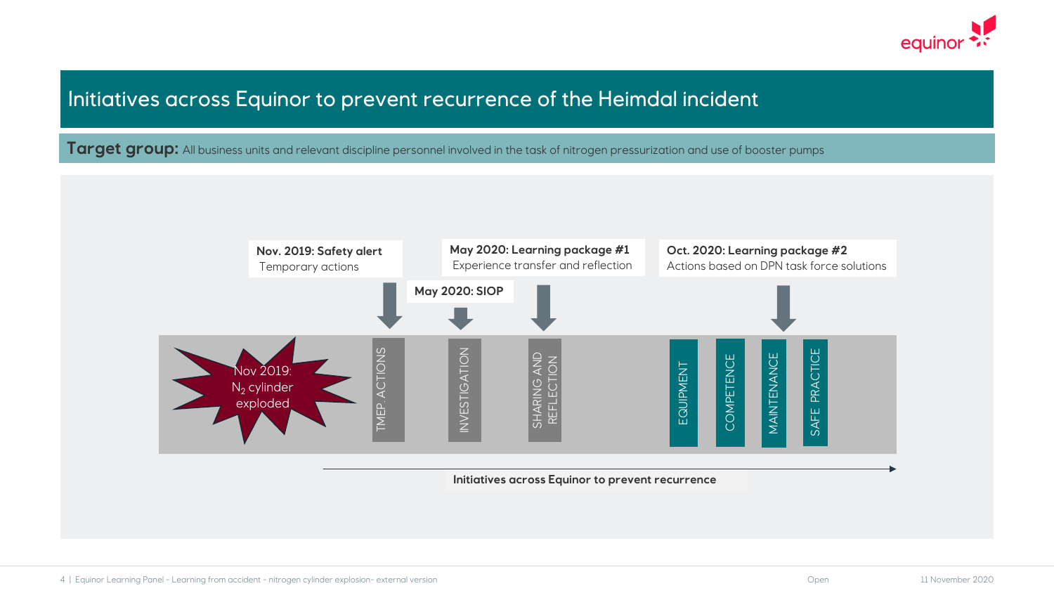# Initiatives across Equinor to prevent recurrence of the Heimdal incident

**Target group:** All business units and relevant discipline personnel involved in the task of nitrogen pressurization and use of booster pumps

Nov 2019: $N_2$ cylinder exploded

**Nov. 2019: Safety alert**
Temporary actions

**May 2020: SIOP**

**May 2020: Learning package #1**
Experience transfer and reflection

**Oct. 2020: Learning package #2**
Actions based on DPN task force solutions

- TMEP. ACTIONS
- INVESTIGATION
- SHARING AND REFLECTION
- EQUIPMENT
- COMPETENCE
- MAINTENANCE
- SAFE PRACTICE

**Initiatives across Equinor to prevent recurrence**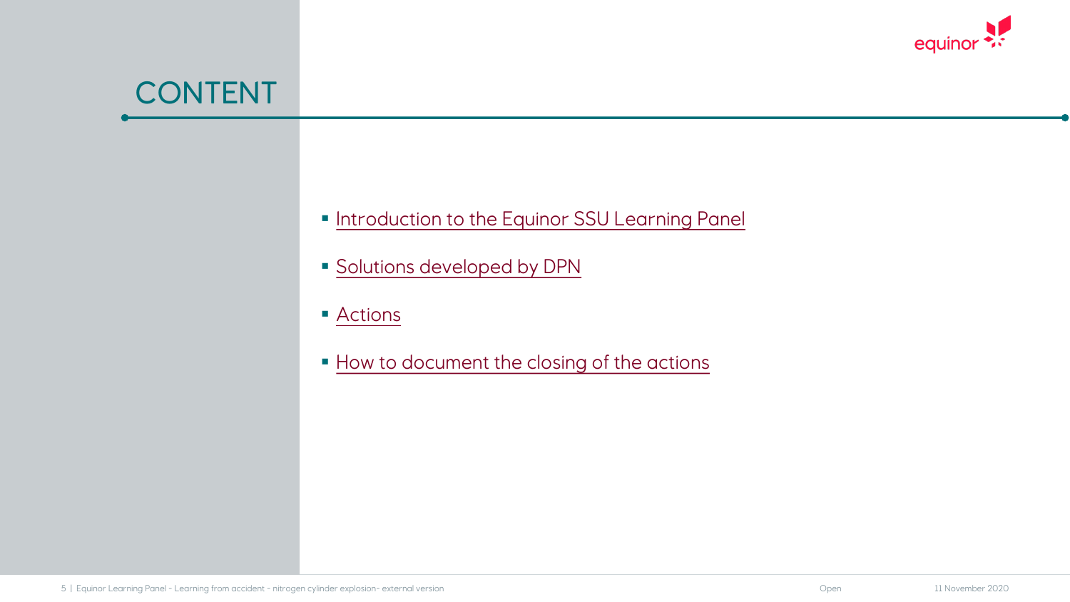# CONTENT

- Introduction to the Equinor SSU Learning Panel
- Solutions developed by DPN
- Actions
- How to document the closing of the actions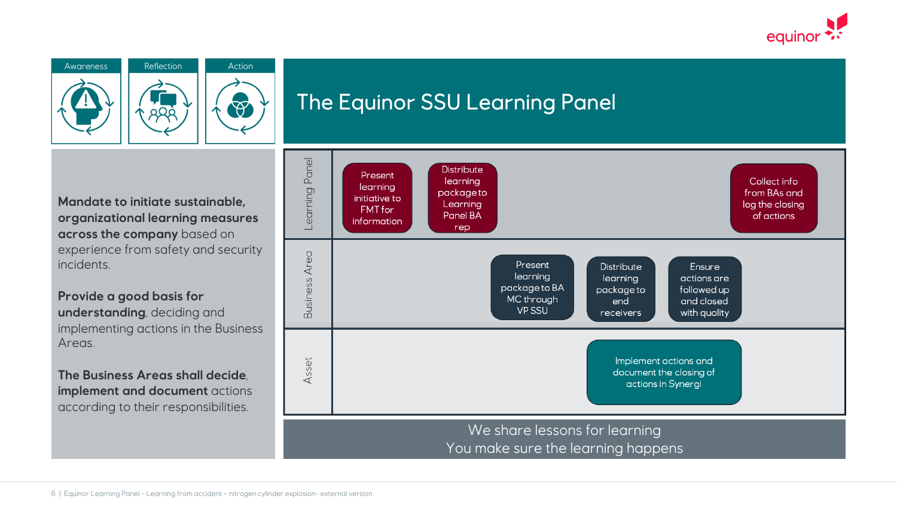# The Equinor SSU Learning Panel

Awareness | Reflection | Action

**Mandate to initiate sustainable, organizational learning measures across the company** based on experience from safety and security incidents.

**Provide a good basis for understanding**, deciding and implementing actions in the Business Areas.

**The Business Areas shall decide, implement and document** actions according to their responsibilities.

| | | | | | |
|---|---|---|---|---|---|
| **Learning Panel** | Present learning initiative to FMT for information | Distribute learning package to Learning Panel BA rep | | | Collect info from BAs and log the closing of actions |
| **Business Area** | | Present learning package to BA MC through VP SSU | Distribute learning package to end receivers | Ensure actions are followed up and closed with quality | |
| **Asset** | | | Implement actions and document the closing of actions in Synergi | | |

We share lessons for learning
You make sure the learning happens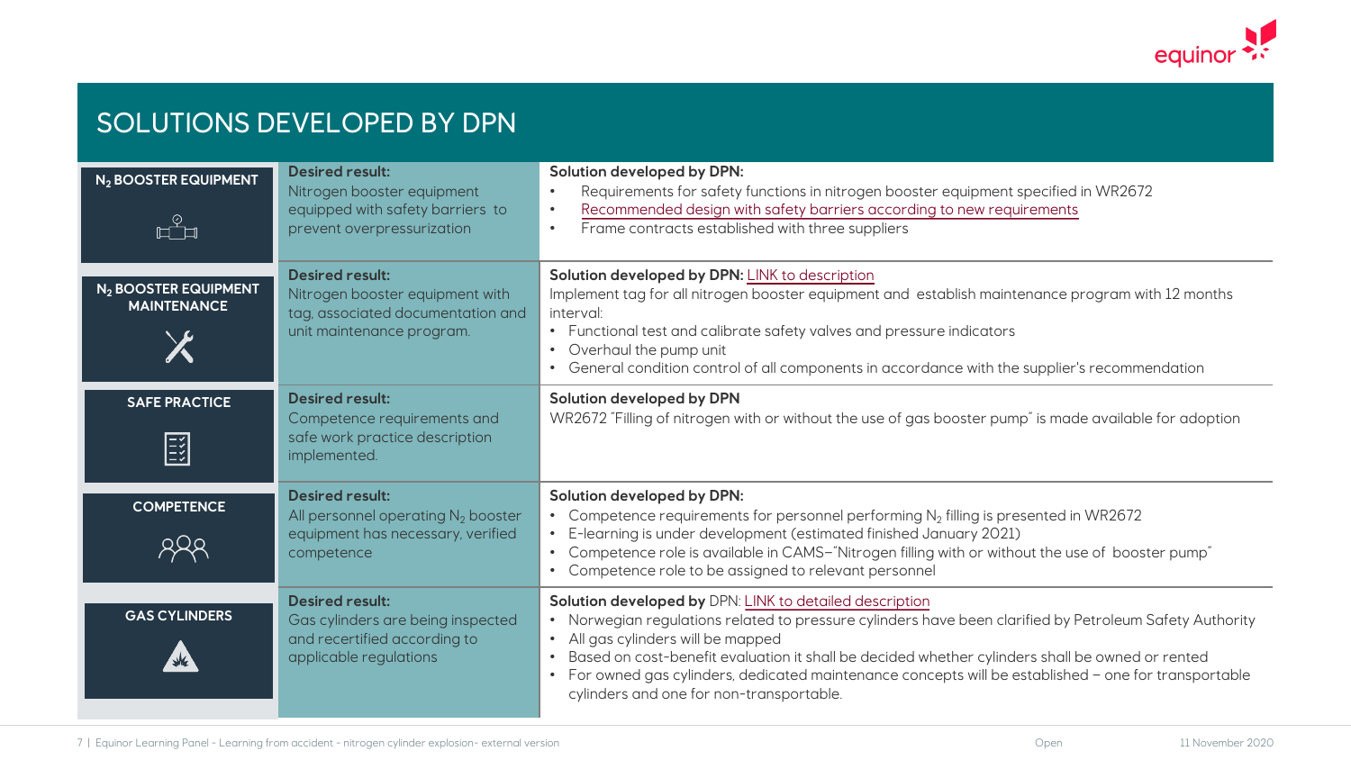# SOLUTIONS DEVELOPED BY DPN

| Area | Desired result | Solution developed by DPN |
| --- | --- | --- |
| **$N_2$ BOOSTER EQUIPMENT** | **Desired result:** Nitrogen booster equipment equipped with safety barriers to prevent overpressurization | **Solution developed by DPN:** <br>• Requirements for safety functions in nitrogen booster equipment specified in WR2672 <br>• Recommended design with safety barriers according to new requirements <br>• Frame contracts established with three suppliers |
| **$N_2$ BOOSTER EQUIPMENT MAINTENANCE** | **Desired result:** Nitrogen booster equipment with tag, associated documentation and unit maintenance program. | **Solution developed by DPN:** LINK to description <br>Implement tag for all nitrogen booster equipment and establish maintenance program with 12 months interval: <br>• Functional test and calibrate safety valves and pressure indicators <br>• Overhaul the pump unit <br>• General condition control of all components in accordance with the supplier's recommendation |
| **SAFE PRACTICE** | **Desired result:** Competence requirements and safe work practice description implemented. | **Solution developed by DPN** <br>WR2672 "Filling of nitrogen with or without the use of gas booster pump" is made available for adoption |
| **COMPETENCE** | **Desired result:** All personnel operating $N_2$ booster equipment has necessary, verified competence | **Solution developed by DPN:** <br>• Competence requirements for personnel performing $N_2$ filling is presented in WR2672 <br>• E-learning is under development (estimated finished January 2021) <br>• Competence role is available in CAMS–"Nitrogen filling with or without the use of booster pump" <br>• Competence role to be assigned to relevant personnel |
| **GAS CYLINDERS** | **Desired result:** Gas cylinders are being inspected and recertified according to applicable regulations | **Solution developed by** DPN: LINK to detailed description <br>• Norwegian regulations related to pressure cylinders have been clarified by Petroleum Safety Authority <br>• All gas cylinders will be mapped <br>• Based on cost-benefit evaluation it shall be decided whether cylinders shall be owned or rented <br>• For owned gas cylinders, dedicated maintenance concepts will be established – one for transportable cylinders and one for non-transportable. |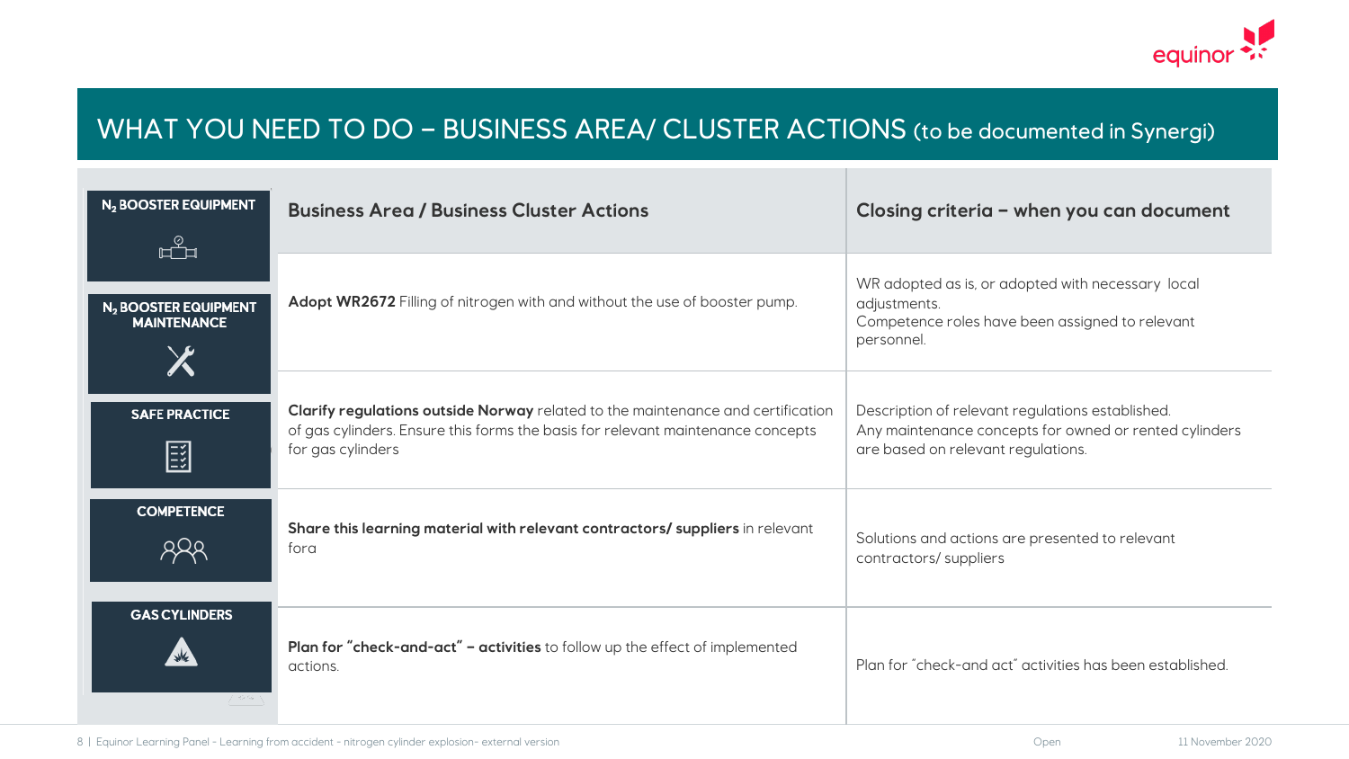# WHAT YOU NEED TO DO – BUSINESS AREA/ CLUSTER ACTIONS (to be documented in Synergi)

- $N_2$ BOOSTER EQUIPMENT
- $N_2$ BOOSTER EQUIPMENT MAINTENANCE
- SAFE PRACTICE
- COMPETENCE
- GAS CYLINDERS

| Business Area / Business Cluster Actions | Closing criteria – when you can document |
|---|---|
| **Adopt WR2672** Filling of nitrogen with and without the use of booster pump. | WR adopted as is, or adopted with necessary local adjustments.<br>Competence roles have been assigned to relevant personnel. |
| **Clarify regulations outside Norway** related to the maintenance and certification of gas cylinders. Ensure this forms the basis for relevant maintenance concepts for gas cylinders | Description of relevant regulations established.<br>Any maintenance concepts for owned or rented cylinders are based on relevant regulations. |
| **Share this learning material with relevant contractors/ suppliers** in relevant fora | Solutions and actions are presented to relevant contractors/ suppliers |
| **Plan for "check-and-act" – activities** to follow up the effect of implemented actions. | Plan for "check-and act" activities has been established. |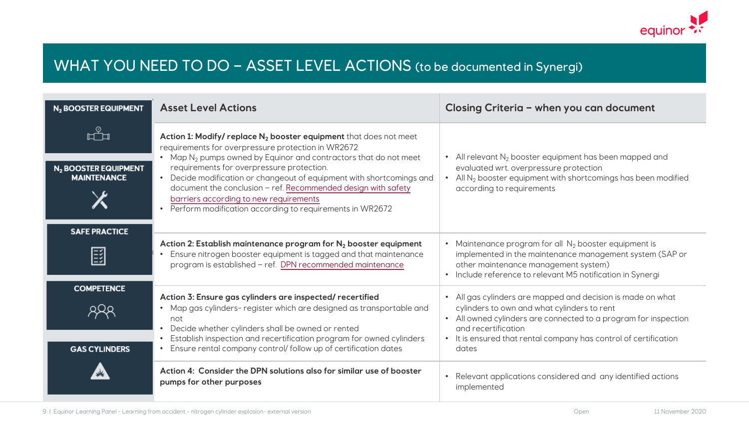# WHAT YOU NEED TO DO – ASSET LEVEL ACTIONS (to be documented in Synergi)

- $N_2$ BOOSTER EQUIPMENT
- $N_2$ BOOSTER EQUIPMENT MAINTENANCE
- SAFE PRACTICE
- COMPETENCE
- GAS CYLINDERS

| Asset Level Actions | Closing Criteria – when you can document |
|---|---|
| **Action 1: Modify/ replace $N_2$ booster equipment** that does not meet requirements for overpressure protection in WR2672<br>• Map $N_2$ pumps owned by Equinor and contractors that do not meet requirements for overpressure protection.<br>• Decide modification or changeout of equipment with shortcomings and document the conclusion – ref. Recommended design with safety barriers according to new requirements<br>• Perform modification according to requirements in WR2672 | • All relevant $N_2$ booster equipment has been mapped and evaluated wrt. overpressure protection<br>• All $N_2$ booster equipment with shortcomings has been modified according to requirements |
| **Action 2: Establish maintenance program for $N_2$ booster equipment**<br>• Ensure nitrogen booster equipment is tagged and that maintenance program is established – ref. DPN recommended maintenance | • Maintenance program for all $N_2$ booster equipment is implemented in the maintenance management system (SAP or other maintenance management system)<br>• Include reference to relevant M5 notification in Synergi |
| **Action 3: Ensure gas cylinders are inspected/ recertified**<br>• Map gas cylinders- register which are designed as transportable and not<br>• Decide whether cylinders shall be owned or rented<br>• Establish inspection and recertification program for owned cylinders<br>• Ensure rental company control/ follow up of certification dates | • All gas cylinders are mapped and decision is made on what cylinders to own and what cylinders to rent<br>• All owned cylinders are connected to a program for inspection and recertification<br>• It is ensured that rental company has control of certification dates |
| **Action 4: Consider the DPN solutions also for similar use of booster pumps for other purposes** | • Relevant applications considered and any identified actions implemented |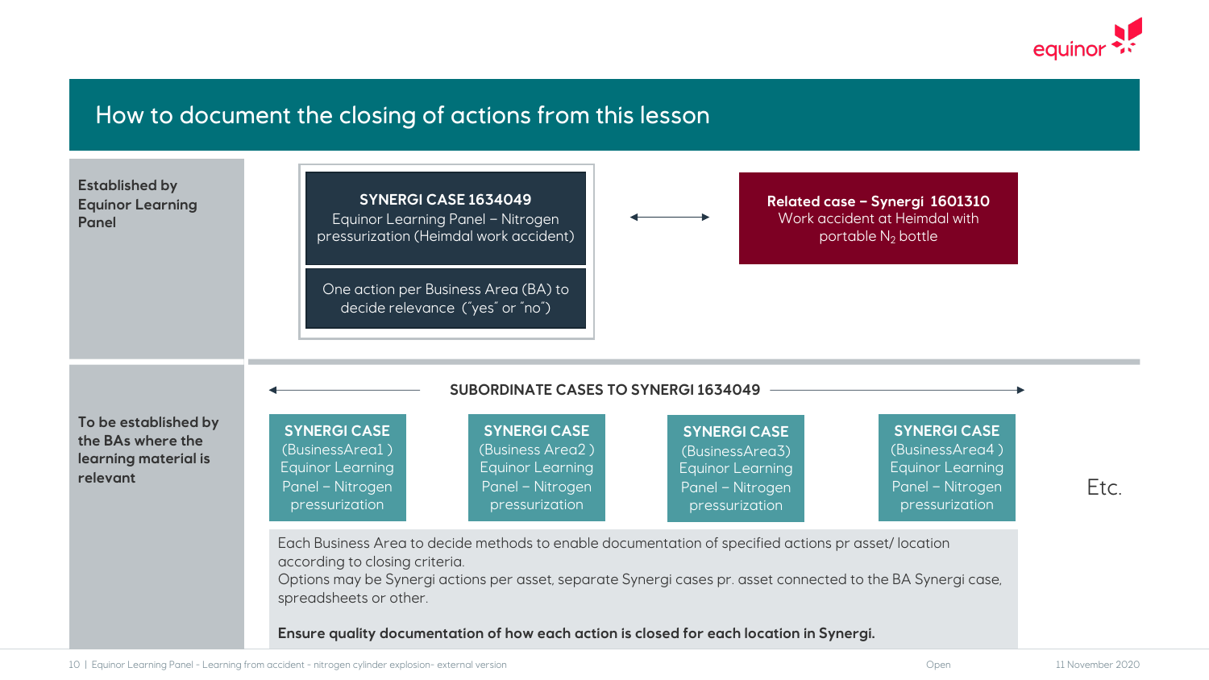# How to document the closing of actions from this lesson

**Established by Equinor Learning Panel**

**SYNERGI CASE 1634049**
Equinor Learning Panel – Nitrogen pressurization (Heimdal work accident)

One action per Business Area (BA) to decide relevance ("yes" or "no")

**Related case – Synergi 1601310**
Work accident at Heimdal with portable $N_2$ bottle

**To be established by the BAs where the learning material is relevant**

**SUBORDINATE CASES TO SYNERGI 1634049**

**SYNERGI CASE**
(BusinessArea1 )
Equinor Learning Panel – Nitrogen pressurization

**SYNERGI CASE**
(Business Area2 )
Equinor Learning Panel – Nitrogen pressurization

**SYNERGI CASE**
(BusinessArea3)
Equinor Learning Panel – Nitrogen pressurization

**SYNERGI CASE**
(BusinessArea4 )
Equinor Learning Panel – Nitrogen pressurization

Etc.

Each Business Area to decide methods to enable documentation of specified actions pr asset/ location according to closing criteria.
Options may be Synergi actions per asset, separate Synergi cases pr. asset connected to the BA Synergi case, spreadsheets or other.

**Ensure quality documentation of how each action is closed for each location in Synergi.**